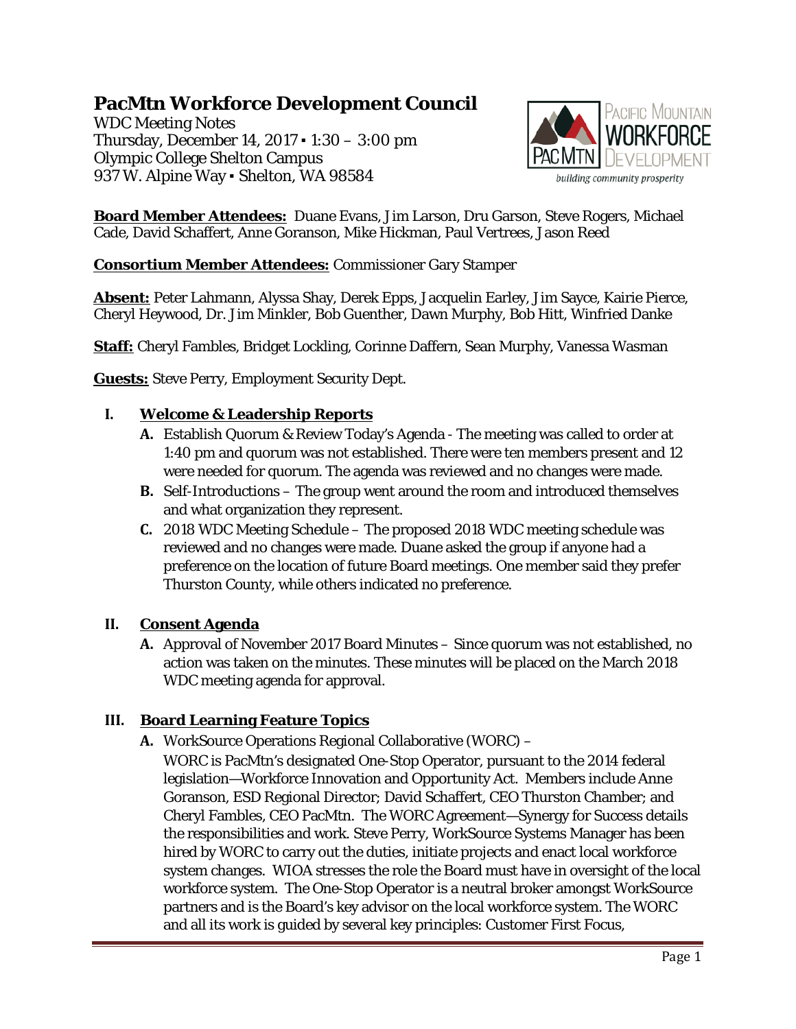# PacMtn Workforce Development Council

WDC Meeting Notes
Thursday, December 14, 2017 ▪ 1:30 – 3:00 pm
Olympic College Shelton Campus
937 W. Alpine Way ▪ Shelton, WA 98584

**Board Member Attendees:** Duane Evans, Jim Larson, Dru Garson, Steve Rogers, Michael Cade, David Schaffert, Anne Goranson, Mike Hickman, Paul Vertrees, Jason Reed

**Consortium Member Attendees:** Commissioner Gary Stamper

**Absent:** Peter Lahmann, Alyssa Shay, Derek Epps, Jacquelin Earley, Jim Sayce, Kairie Pierce, Cheryl Heywood, Dr. Jim Minkler, Bob Guenther, Dawn Murphy, Bob Hitt, Winfried Danke

**Staff:** Cheryl Fambles, Bridget Lockling, Corinne Daffern, Sean Murphy, Vanessa Wasman

**Guests:** Steve Perry, Employment Security Dept.

## I. Welcome & Leadership Reports

- **A.** Establish Quorum & Review Today's Agenda - The meeting was called to order at 1:40 pm and quorum was not established. There were ten members present and 12 were needed for quorum. The agenda was reviewed and no changes were made.
- **B.** Self-Introductions – The group went around the room and introduced themselves and what organization they represent.
- **C.** 2018 WDC Meeting Schedule – The proposed 2018 WDC meeting schedule was reviewed and no changes were made. Duane asked the group if anyone had a preference on the location of future Board meetings. One member said they prefer Thurston County, while others indicated no preference.

## II. Consent Agenda

- **A.** Approval of November 2017 Board Minutes – Since quorum was not established, no action was taken on the minutes. These minutes will be placed on the March 2018 WDC meeting agenda for approval.

## III. Board Learning Feature Topics

- **A.** WorkSource Operations Regional Collaborative (WORC) –
  WORC is PacMtn's designated One-Stop Operator, pursuant to the 2014 federal legislation—Workforce Innovation and Opportunity Act. Members include Anne Goranson, ESD Regional Director; David Schaffert, CEO Thurston Chamber; and Cheryl Fambles, CEO PacMtn. The WORC Agreement—Synergy for Success details the responsibilities and work. Steve Perry, WorkSource Systems Manager has been hired by WORC to carry out the duties, initiate projects and enact local workforce system changes. WIOA stresses the role the Board must have in oversight of the local workforce system. The One-Stop Operator is a neutral broker amongst WorkSource partners and is the Board's key advisor on the local workforce system. The WORC and all its work is guided by several key principles: Customer First Focus,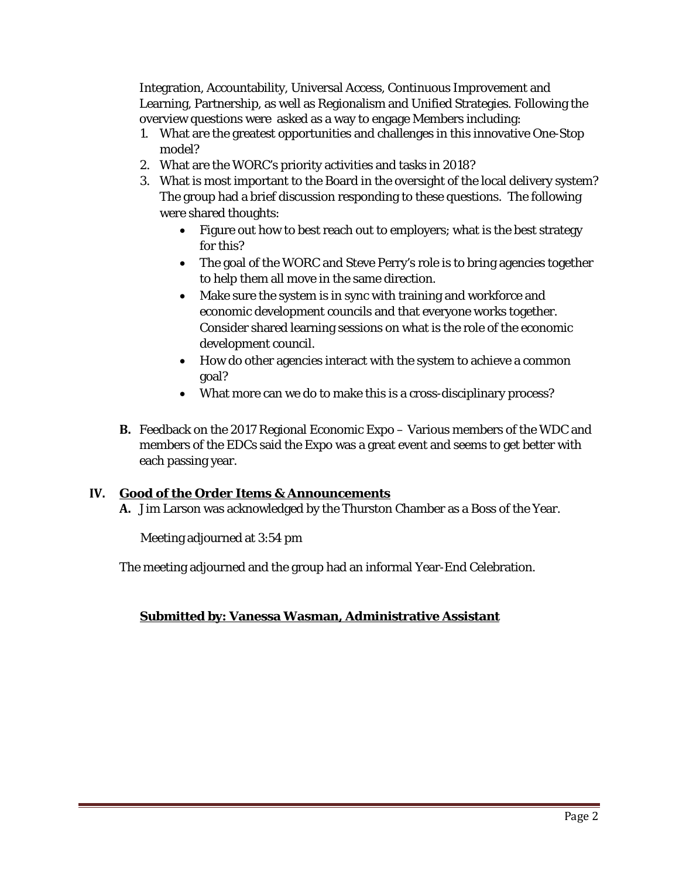Integration, Accountability, Universal Access, Continuous Improvement and Learning, Partnership, as well as Regionalism and Unified Strategies. Following the overview questions were asked as a way to engage Members including:

1. What are the greatest opportunities and challenges in this innovative One-Stop model?
2. What are the WORC's priority activities and tasks in 2018?
3. What is most important to the Board in the oversight of the local delivery system? The group had a brief discussion responding to these questions. The following were shared thoughts:
    - Figure out how to best reach out to employers; what is the best strategy for this?
    - The goal of the WORC and Steve Perry's role is to bring agencies together to help them all move in the same direction.
    - Make sure the system is in sync with training and workforce and economic development councils and that everyone works together. Consider shared learning sessions on what is the role of the economic development council.
    - How do other agencies interact with the system to achieve a common goal?
    - What more can we do to make this is a cross-disciplinary process?

**B.** Feedback on the 2017 Regional Economic Expo – Various members of the WDC and members of the EDCs said the Expo was a great event and seems to get better with each passing year.

## IV. Good of the Order Items & Announcements

**A.** Jim Larson was acknowledged by the Thurston Chamber as a Boss of the Year.

Meeting adjourned at 3:54 pm

The meeting adjourned and the group had an informal Year-End Celebration.

**Submitted by: Vanessa Wasman, Administrative Assistant**